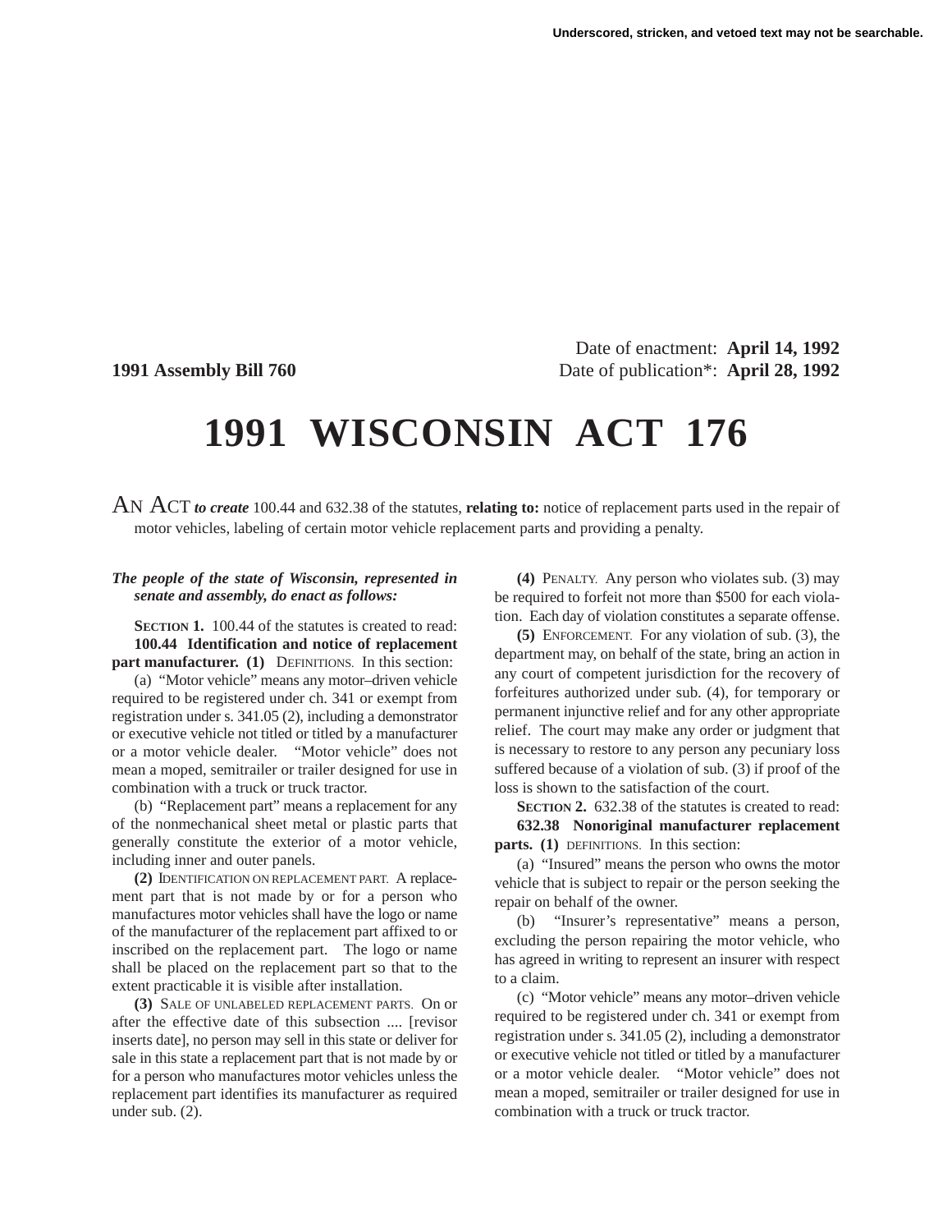Underscored, stricken, and vetoed text may not be searchable.

Date of enactment: **April 14, 1992**

**1991 Assembly Bill 760** Date of publication*: **April 28, 1992**

# 1991 WISCONSIN ACT 176

AN ACT ***to create*** 100.44 and 632.38 of the statutes, **relating to:** notice of replacement parts used in the repair of motor vehicles, labeling of certain motor vehicle replacement parts and providing a penalty.

***The people of the state of Wisconsin, represented in senate and assembly, do enact as follows:***

**SECTION 1.** 100.44 of the statutes is created to read:

**100.44 Identification and notice of replacement part manufacturer. (1)** DEFINITIONS. In this section:

(a) "Motor vehicle" means any motor–driven vehicle required to be registered under ch. 341 or exempt from registration under s. 341.05 (2), including a demonstrator or executive vehicle not titled or titled by a manufacturer or a motor vehicle dealer. "Motor vehicle" does not mean a moped, semitrailer or trailer designed for use in combination with a truck or truck tractor.

(b) "Replacement part" means a replacement for any of the nonmechanical sheet metal or plastic parts that generally constitute the exterior of a motor vehicle, including inner and outer panels.

**(2)** IDENTIFICATION ON REPLACEMENT PART. A replacement part that is not made by or for a person who manufactures motor vehicles shall have the logo or name of the manufacturer of the replacement part affixed to or inscribed on the replacement part. The logo or name shall be placed on the replacement part so that to the extent practicable it is visible after installation.

**(3)** SALE OF UNLABELED REPLACEMENT PARTS. On or after the effective date of this subsection .... [revisor inserts date], no person may sell in this state or deliver for sale in this state a replacement part that is not made by or for a person who manufactures motor vehicles unless the replacement part identifies its manufacturer as required under sub. (2).

**(4)** PENALTY. Any person who violates sub. (3) may be required to forfeit not more than $500 for each violation. Each day of violation constitutes a separate offense.

**(5)** ENFORCEMENT. For any violation of sub. (3), the department may, on behalf of the state, bring an action in any court of competent jurisdiction for the recovery of forfeitures authorized under sub. (4), for temporary or permanent injunctive relief and for any other appropriate relief. The court may make any order or judgment that is necessary to restore to any person any pecuniary loss suffered because of a violation of sub. (3) if proof of the loss is shown to the satisfaction of the court.

**SECTION 2.** 632.38 of the statutes is created to read:

**632.38 Nonoriginal manufacturer replacement parts. (1)** DEFINITIONS. In this section:

(a) "Insured" means the person who owns the motor vehicle that is subject to repair or the person seeking the repair on behalf of the owner.

(b) "Insurer's representative" means a person, excluding the person repairing the motor vehicle, who has agreed in writing to represent an insurer with respect to a claim.

(c) "Motor vehicle" means any motor–driven vehicle required to be registered under ch. 341 or exempt from registration under s. 341.05 (2), including a demonstrator or executive vehicle not titled or titled by a manufacturer or a motor vehicle dealer. "Motor vehicle" does not mean a moped, semitrailer or trailer designed for use in combination with a truck or truck tractor.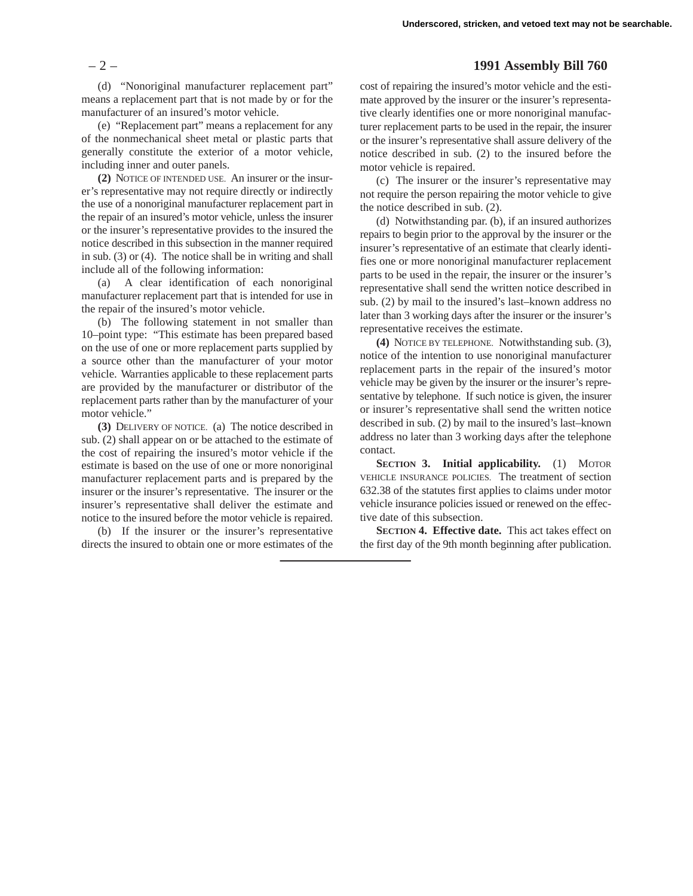(d) "Nonoriginal manufacturer replacement part" means a replacement part that is not made by or for the manufacturer of an insured's motor vehicle.

(e) "Replacement part" means a replacement for any of the nonmechanical sheet metal or plastic parts that generally constitute the exterior of a motor vehicle, including inner and outer panels.

**(2)** NOTICE OF INTENDED USE. An insurer or the insurer's representative may not require directly or indirectly the use of a nonoriginal manufacturer replacement part in the repair of an insured's motor vehicle, unless the insurer or the insurer's representative provides to the insured the notice described in this subsection in the manner required in sub. (3) or (4). The notice shall be in writing and shall include all of the following information:

(a) A clear identification of each nonoriginal manufacturer replacement part that is intended for use in the repair of the insured's motor vehicle.

(b) The following statement in not smaller than 10–point type: "This estimate has been prepared based on the use of one or more replacement parts supplied by a source other than the manufacturer of your motor vehicle. Warranties applicable to these replacement parts are provided by the manufacturer or distributor of the replacement parts rather than by the manufacturer of your motor vehicle."

**(3)** DELIVERY OF NOTICE. (a) The notice described in sub. (2) shall appear on or be attached to the estimate of the cost of repairing the insured's motor vehicle if the estimate is based on the use of one or more nonoriginal manufacturer replacement parts and is prepared by the insurer or the insurer's representative. The insurer or the insurer's representative shall deliver the estimate and notice to the insured before the motor vehicle is repaired.

(b) If the insurer or the insurer's representative directs the insured to obtain one or more estimates of the cost of repairing the insured's motor vehicle and the estimate approved by the insurer or the insurer's representative clearly identifies one or more nonoriginal manufacturer replacement parts to be used in the repair, the insurer or the insurer's representative shall assure delivery of the notice described in sub. (2) to the insured before the motor vehicle is repaired.

(c) The insurer or the insurer's representative may not require the person repairing the motor vehicle to give the notice described in sub. (2).

(d) Notwithstanding par. (b), if an insured authorizes repairs to begin prior to the approval by the insurer or the insurer's representative of an estimate that clearly identifies one or more nonoriginal manufacturer replacement parts to be used in the repair, the insurer or the insurer's representative shall send the written notice described in sub. (2) by mail to the insured's last–known address no later than 3 working days after the insurer or the insurer's representative receives the estimate.

**(4)** NOTICE BY TELEPHONE. Notwithstanding sub. (3), notice of the intention to use nonoriginal manufacturer replacement parts in the repair of the insured's motor vehicle may be given by the insurer or the insurer's representative by telephone. If such notice is given, the insurer or insurer's representative shall send the written notice described in sub. (2) by mail to the insured's last–known address no later than 3 working days after the telephone contact.

**SECTION 3. Initial applicability.** (1) MOTOR VEHICLE INSURANCE POLICIES. The treatment of section 632.38 of the statutes first applies to claims under motor vehicle insurance policies issued or renewed on the effective date of this subsection.

**SECTION 4. Effective date.** This act takes effect on the first day of the 9th month beginning after publication.